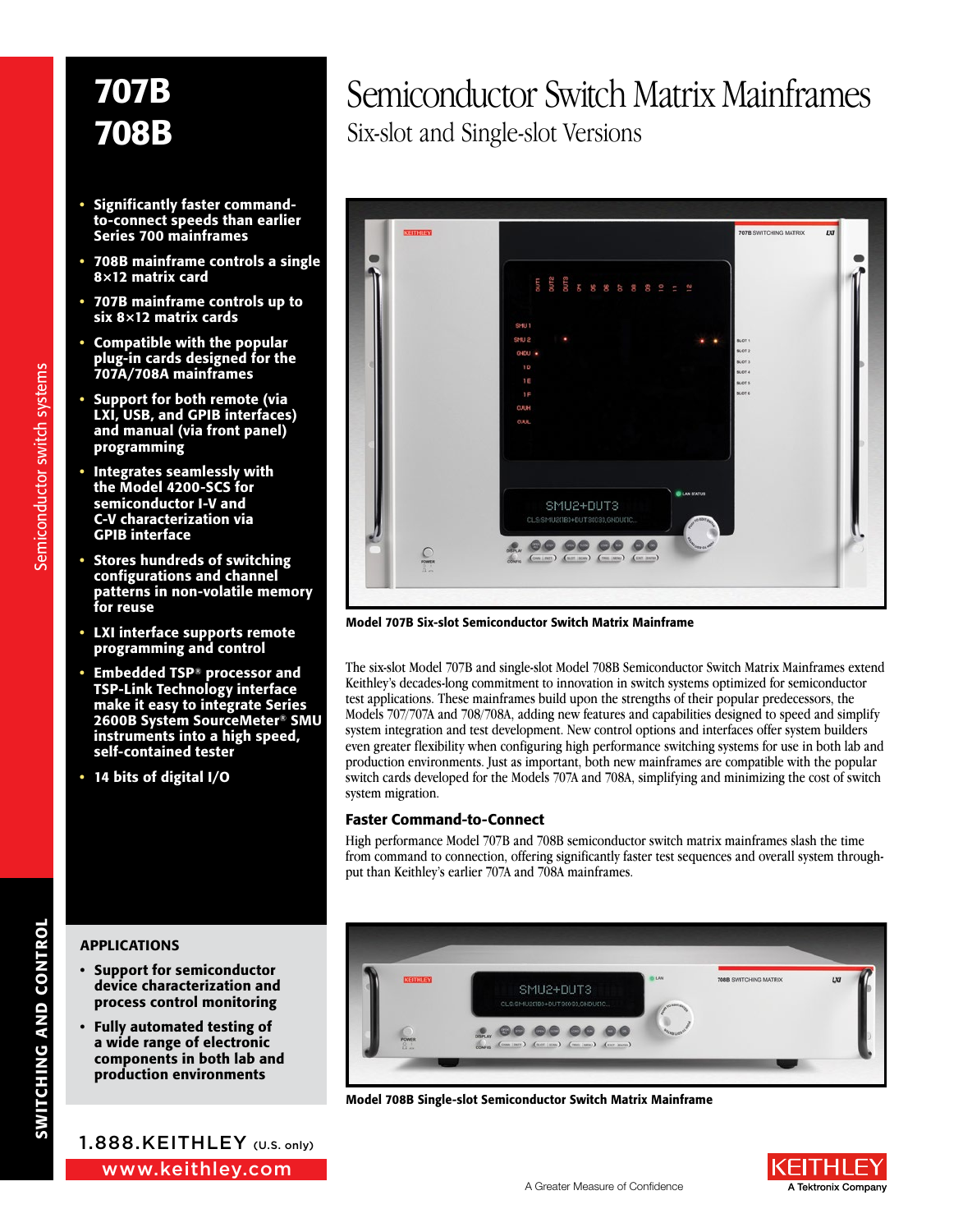# 707B 708B

# Semiconductor Switch Matrix Mainframes

## Six-slot and Single-slot Versions

- Significantly faster command-to-connect speeds than earlier Series 700 mainframes
- 708B mainframe controls a single 8×12 matrix card
- 707B mainframe controls up to six 8×12 matrix cards
- Compatible with the popular plug-in cards designed for the 707A/708A mainframes
- Support for both remote (via LXI, USB, and GPIB interfaces) and manual (via front panel) programming
- Integrates seamlessly with the Model 4200-SCS for semiconductor I-V and C-V characterization via GPIB interface
- Stores hundreds of switching configurations and channel patterns in non-volatile memory for reuse
- LXI interface supports remote programming and control
- Embedded TSP® processor and TSP-Link Technology interface make it easy to integrate Series 2600B System SourceMeter® SMU instruments into a high speed, self-contained tester
- 14 bits of digital I/O

### APPLICATIONS

- Support for semiconductor device characterization and process control monitoring
- Fully automated testing of a wide range of electronic components in both lab and production environments

1.888.KEITHLEY (U.S. only)

www.keithley.com

Model 707B Six-slot Semiconductor Switch Matrix Mainframe

The six-slot Model 707B and single-slot Model 708B Semiconductor Switch Matrix Mainframes extend Keithley's decades-long commitment to innovation in switch systems optimized for semiconductor test applications. These mainframes build upon the strengths of their popular predecessors, the Models 707/707A and 708/708A, adding new features and capabilities designed to speed and simplify system integration and test development. New control options and interfaces offer system builders even greater flexibility when configuring high performance switching systems for use in both lab and production environments. Just as important, both new mainframes are compatible with the popular switch cards developed for the Models 707A and 708A, simplifying and minimizing the cost of switch system migration.

### Faster Command-to-Connect

High performance Model 707B and 708B semiconductor switch matrix mainframes slash the time from command to connection, offering significantly faster test sequences and overall system throughput than Keithley's earlier 707A and 708A mainframes.

Model 708B Single-slot Semiconductor Switch Matrix Mainframe

A Greater Measure of Confidence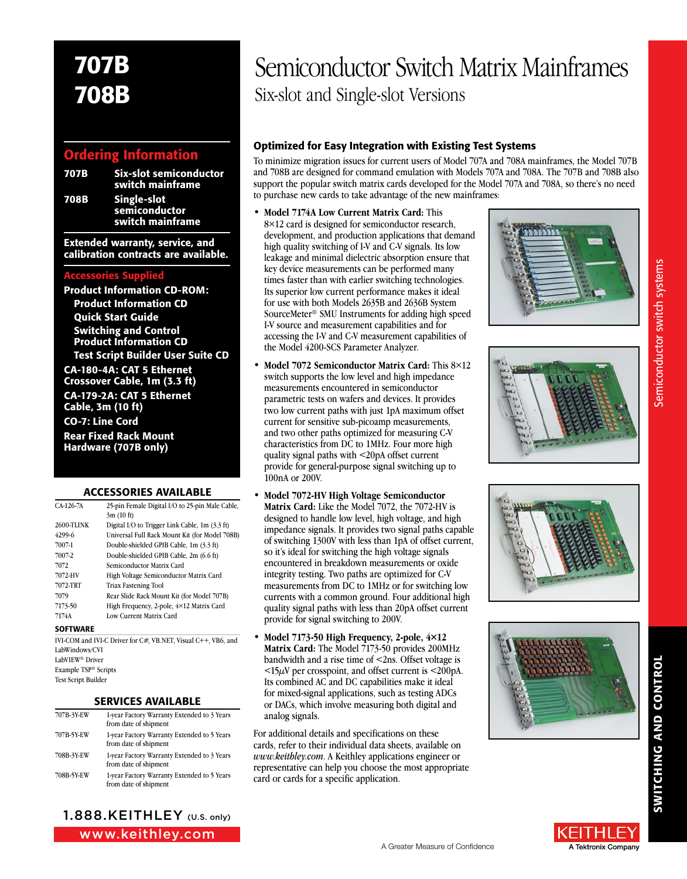# 707B
# 708B

# Semiconductor Switch Matrix Mainframes

## Six-slot and Single-slot Versions

## Ordering Information

**707B** Six-slot semiconductor switch mainframe

**708B** Single-slot semiconductor switch mainframe

**Extended warranty, service, and calibration contracts are available.**

### Accessories Supplied

**Product Information CD-ROM:**
- **Product Information CD**
- **Quick Start Guide**
- **Switching and Control Product Information CD**
- **Test Script Builder User Suite CD**

**CA-180-4A: CAT 5 Ethernet Crossover Cable, 1m (3.3 ft)**

**CA-179-2A: CAT 5 Ethernet Cable, 3m (10 ft)**

**CO-7: Line Cord**

**Rear Fixed Rack Mount Hardware (707B only)**

### ACCESSORIES AVAILABLE

| | |
|---|---|
| CA-126-7A | 25-pin Female Digital I/O to 25-pin Male Cable, 3m (10 ft) |
| 2600-TLINK | Digital I/O to Trigger Link Cable, 1m (3.3 ft) |
| 4299-6 | Universal Full Rack Mount Kit (for Model 708B) |
| 7007-1 | Double-shielded GPIB Cable, 1m (3.3 ft) |
| 7007-2 | Double-shielded GPIB Cable, 2m (6.6 ft) |
| 7072 | Semiconductor Matrix Card |
| 7072-HV | High Voltage Semiconductor Matrix Card |
| 7072-TRT | Triax Fastening Tool |
| 7079 | Rear Slide Rack Mount Kit (for Model 707B) |
| 7173-50 | High Frequency, 2-pole, 4×12 Matrix Card |
| 7174A | Low Current Matrix Card |

**SOFTWARE**

IVI-COM and IVI-C Driver for C#, VB.NET, Visual C++, VB6, and LabWindows/CVI
LabVIEW® Driver
Example TSP® Scripts
Test Script Builder

### SERVICES AVAILABLE

| | |
|---|---|
| 707B-3Y-EW | 1-year Factory Warranty Extended to 3 Years from date of shipment |
| 707B-5Y-EW | 1-year Factory Warranty Extended to 5 Years from date of shipment |
| 708B-3Y-EW | 1-year Factory Warranty Extended to 3 Years from date of shipment |
| 708B-5Y-EW | 1-year Factory Warranty Extended to 5 Years from date of shipment |

### Optimized for Easy Integration with Existing Test Systems

To minimize migration issues for current users of Model 707A and 708A mainframes, the Model 707B and 708B are designed for command emulation with Models 707A and 708A. The 707B and 708B also support the popular switch matrix cards developed for the Model 707A and 708A, so there's no need to purchase new cards to take advantage of the new mainframes:

- **Model 7174A Low Current Matrix Card:** This 8×12 card is designed for semiconductor research, development, and production applications that demand high quality switching of I-V and C-V signals. Its low leakage and minimal dielectric absorption ensure that key device measurements can be performed many times faster than with earlier switching technologies. Its superior low current performance makes it ideal for use with both Models 2635B and 2636B System SourceMeter® SMU Instruments for adding high speed I-V source and measurement capabilities and for accessing the I-V and C-V measurement capabilities of the Model 4200-SCS Parameter Analyzer.
- **Model 7072 Semiconductor Matrix Card:** This 8×12 switch supports the low level and high impedance measurements encountered in semiconductor parametric tests on wafers and devices. It provides two low current paths with just 1pA maximum offset current for sensitive sub-picoamp measurements, and two other paths optimized for measuring C-V characteristics from DC to 1MHz. Four more high quality signal paths with <20pA offset current provide for general-purpose signal switching up to 100nA or 200V.
- **Model 7072-HV High Voltage Semiconductor Matrix Card:** Like the Model 7072, the 7072-HV is designed to handle low level, high voltage, and high impedance signals. It provides two signal paths capable of switching 1300V with less than 1pA of offset current, so it's ideal for switching the high voltage signals encountered in breakdown measurements or oxide integrity testing. Two paths are optimized for C-V measurements from DC to 1MHz or for switching low currents with a common ground. Four additional high quality signal paths with less than 20pA offset current provide for signal switching to 200V.
- **Model 7173-50 High Frequency, 2-pole, 4×12 Matrix Card:** The Model 7173-50 provides 200MHz bandwidth and a rise time of <2ns. Offset voltage is <15µV per crosspoint, and offset current is <200pA. Its combined AC and DC capabilities make it ideal for mixed-signal applications, such as testing ADCs or DACs, which involve measuring both digital and analog signals.

For additional details and specifications on these cards, refer to their individual data sheets, available on *www.keithley.com*. A Keithley applications engineer or representative can help you choose the most appropriate card or cards for a specific application.

1.888.KEITHLEY (U.S. only)
www.keithley.com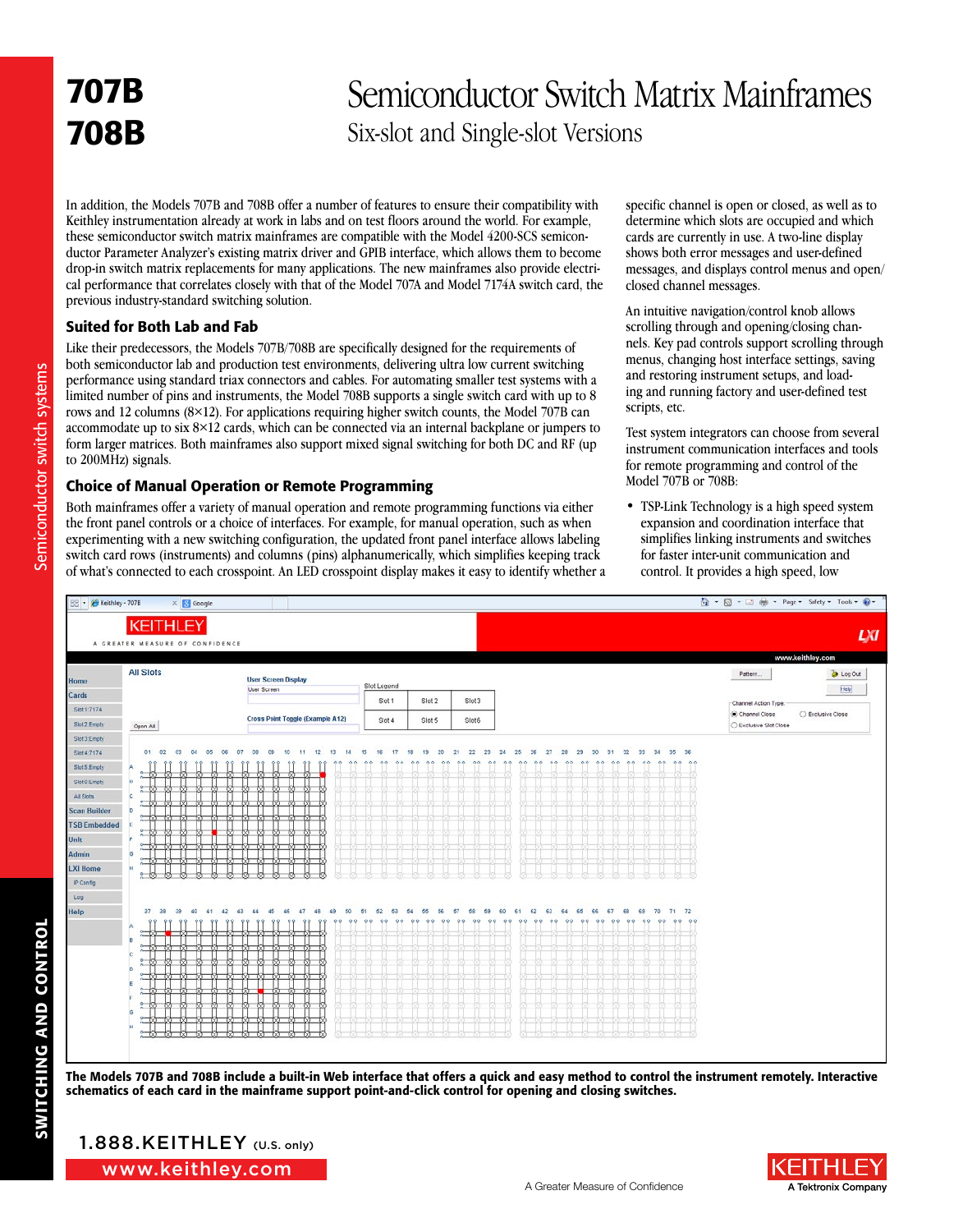# 707B
# 708B

# Semiconductor Switch Matrix Mainframes

## Six-slot and Single-slot Versions

In addition, the Models 707B and 708B offer a number of features to ensure their compatibility with Keithley instrumentation already at work in labs and on test floors around the world. For example, these semiconductor switch matrix mainframes are compatible with the Model 4200-SCS semiconductor Parameter Analyzer's existing matrix driver and GPIB interface, which allows them to become drop-in switch matrix replacements for many applications. The new mainframes also provide electrical performance that correlates closely with that of the Model 707A and Model 7174A switch card, the previous industry-standard switching solution.

### Suited for Both Lab and Fab

Like their predecessors, the Models 707B/708B are specifically designed for the requirements of both semiconductor lab and production test environments, delivering ultra low current switching performance using standard triax connectors and cables. For automating smaller test systems with a limited number of pins and instruments, the Model 708B supports a single switch card with up to 8 rows and 12 columns (8×12). For applications requiring higher switch counts, the Model 707B can accommodate up to six 8×12 cards, which can be connected via an internal backplane or jumpers to form larger matrices. Both mainframes also support mixed signal switching for both DC and RF (up to 200MHz) signals.

### Choice of Manual Operation or Remote Programming

Both mainframes offer a variety of manual operation and remote programming functions via either the front panel controls or a choice of interfaces. For example, for manual operation, such as when experimenting with a new switching configuration, the updated front panel interface allows labeling switch card rows (instruments) and columns (pins) alphanumerically, which simplifies keeping track of what's connected to each crosspoint. An LED crosspoint display makes it easy to identify whether a specific channel is open or closed, as well as to determine which slots are occupied and which cards are currently in use. A two-line display shows both error messages and user-defined messages, and displays control menus and open/closed channel messages.

An intuitive navigation/control knob allows scrolling through and opening/closing channels. Key pad controls support scrolling through menus, changing host interface settings, saving and restoring instrument setups, and loading and running factory and user-defined test scripts, etc.

Test system integrators can choose from several instrument communication interfaces and tools for remote programming and control of the Model 707B or 708B:

- TSP-Link Technology is a high speed system expansion and coordination interface that simplifies linking instruments and switches for faster inter-unit communication and control. It provides a high speed, low

**The Models 707B and 708B include a built-in Web interface that offers a quick and easy method to control the instrument remotely. Interactive schematics of each card in the mainframe support point-and-click control for opening and closing switches.**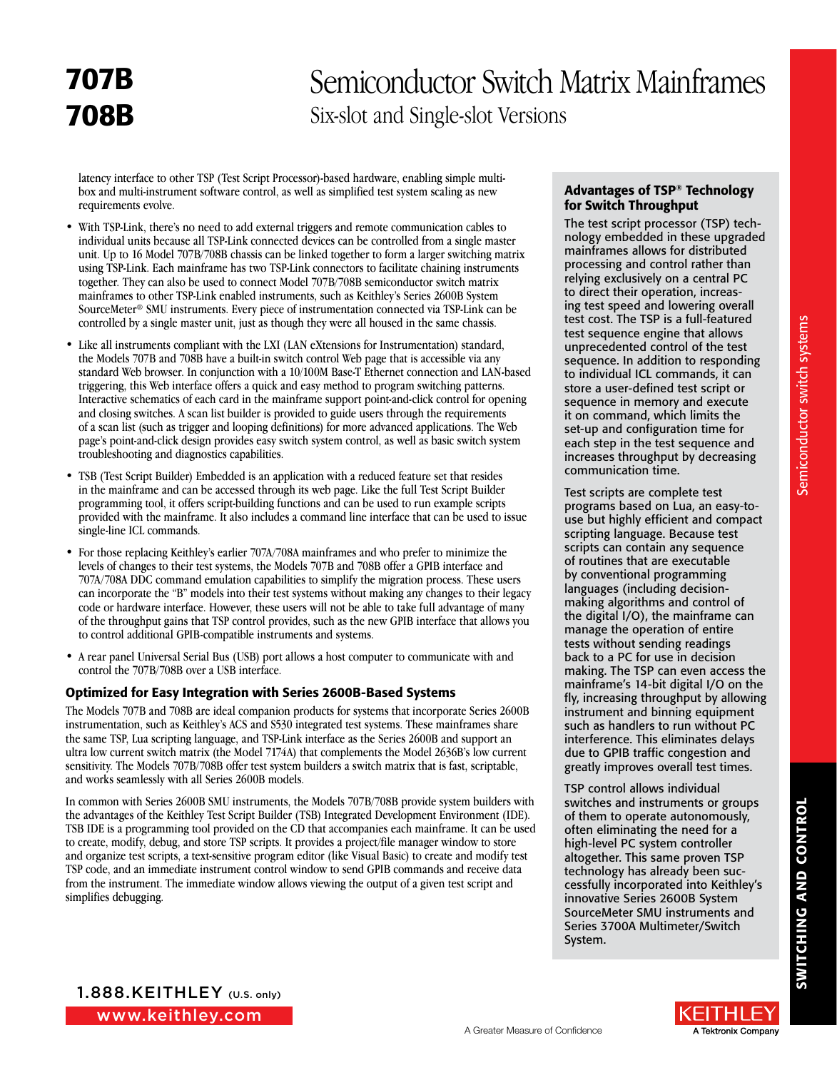latency interface to other TSP (Test Script Processor)-based hardware, enabling simple multi-box and multi-instrument software control, as well as simplified test system scaling as new requirements evolve.

- With TSP-Link, there's no need to add external triggers and remote communication cables to individual units because all TSP-Link connected devices can be controlled from a single master unit. Up to 16 Model 707B/708B chassis can be linked together to form a larger switching matrix using TSP-Link. Each mainframe has two TSP-Link connectors to facilitate chaining instruments together. They can also be used to connect Model 707B/708B semiconductor switch matrix mainframes to other TSP-Link enabled instruments, such as Keithley's Series 2600B System SourceMeter® SMU instruments. Every piece of instrumentation connected via TSP-Link can be controlled by a single master unit, just as though they were all housed in the same chassis.
- Like all instruments compliant with the LXI (LAN eXtensions for Instrumentation) standard, the Models 707B and 708B have a built-in switch control Web page that is accessible via any standard Web browser. In conjunction with a 10/100M Base-T Ethernet connection and LAN-based triggering, this Web interface offers a quick and easy method to program switching patterns. Interactive schematics of each card in the mainframe support point-and-click control for opening and closing switches. A scan list builder is provided to guide users through the requirements of a scan list (such as trigger and looping definitions) for more advanced applications. The Web page's point-and-click design provides easy switch system control, as well as basic switch system troubleshooting and diagnostics capabilities.
- TSB (Test Script Builder) Embedded is an application with a reduced feature set that resides in the mainframe and can be accessed through its web page. Like the full Test Script Builder programming tool, it offers script-building functions and can be used to run example scripts provided with the mainframe. It also includes a command line interface that can be used to issue single-line ICL commands.
- For those replacing Keithley's earlier 707A/708A mainframes and who prefer to minimize the levels of changes to their test systems, the Models 707B and 708B offer a GPIB interface and 707A/708A DDC command emulation capabilities to simplify the migration process. These users can incorporate the "B" models into their test systems without making any changes to their legacy code or hardware interface. However, these users will not be able to take full advantage of many of the throughput gains that TSP control provides, such as the new GPIB interface that allows you to control additional GPIB-compatible instruments and systems.
- A rear panel Universal Serial Bus (USB) port allows a host computer to communicate with and control the 707B/708B over a USB interface.

### Optimized for Easy Integration with Series 2600B-Based Systems

The Models 707B and 708B are ideal companion products for systems that incorporate Series 2600B instrumentation, such as Keithley's ACS and S530 integrated test systems. These mainframes share the same TSP, Lua scripting language, and TSP-Link interface as the Series 2600B and support an ultra low current switch matrix (the Model 7174A) that complements the Model 2636B's low current sensitivity. The Models 707B/708B offer test system builders a switch matrix that is fast, scriptable, and works seamlessly with all Series 2600B models.

In common with Series 2600B SMU instruments, the Models 707B/708B provide system builders with the advantages of the Keithley Test Script Builder (TSB) Integrated Development Environment (IDE). TSB IDE is a programming tool provided on the CD that accompanies each mainframe. It can be used to create, modify, debug, and store TSP scripts. It provides a project/file manager window to store and organize test scripts, a text-sensitive program editor (like Visual Basic) to create and modify test TSP code, and an immediate instrument control window to send GPIB commands and receive data from the instrument. The immediate window allows viewing the output of a given test script and simplifies debugging.

### Advantages of TSP® Technology for Switch Throughput

The test script processor (TSP) technology embedded in these upgraded mainframes allows for distributed processing and control rather than relying exclusively on a central PC to direct their operation, increasing test speed and lowering overall test cost. The TSP is a full-featured test sequence engine that allows unprecedented control of the test sequence. In addition to responding to individual ICL commands, it can store a user-defined test script or sequence in memory and execute it on command, which limits the set-up and configuration time for each step in the test sequence and increases throughput by decreasing communication time.

Test scripts are complete test programs based on Lua, an easy-to-use but highly efficient and compact scripting language. Because test scripts can contain any sequence of routines that are executable by conventional programming languages (including decision-making algorithms and control of the digital I/O), the mainframe can manage the operation of entire tests without sending readings back to a PC for use in decision making. The TSP can even access the mainframe's 14-bit digital I/O on the fly, increasing throughput by allowing instrument and binning equipment such as handlers to run without PC interference. This eliminates delays due to GPIB traffic congestion and greatly improves overall test times.

TSP control allows individual switches and instruments or groups of them to operate autonomously, often eliminating the need for a high-level PC system controller altogether. This same proven TSP technology has already been successfully incorporated into Keithley's innovative Series 2600B System SourceMeter SMU instruments and Series 3700A Multimeter/Switch System.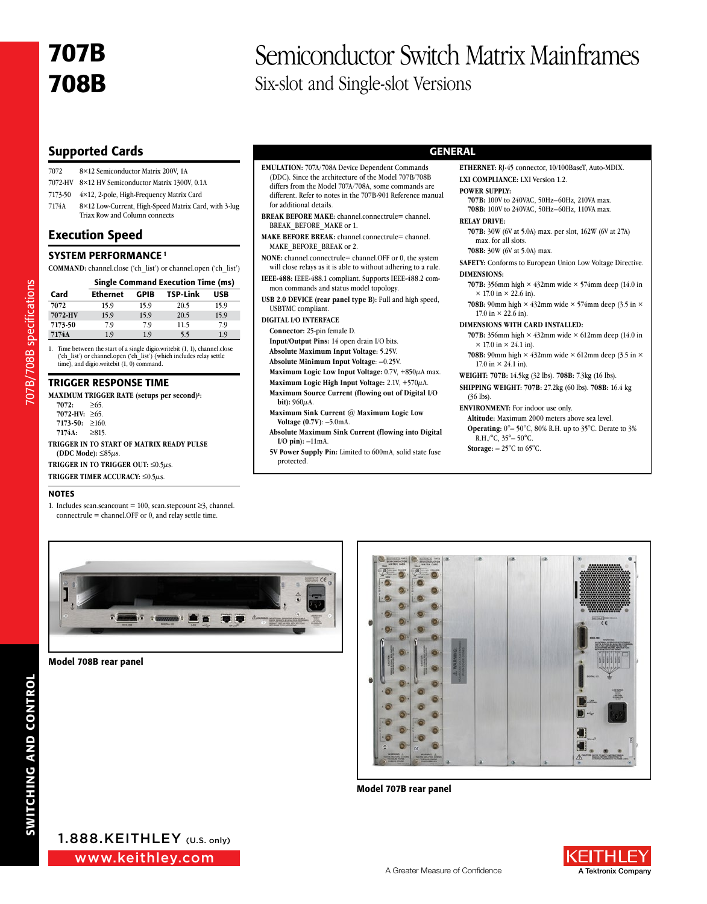# 707B
# 708B

# Semiconductor Switch Matrix Mainframes

## Six-slot and Single-slot Versions

## Supported Cards

| | |
|---|---|
| 7072 | 8×12 Semiconductor Matrix 200V, 1A |
| 7072-HV | 8×12 HV Semiconductor Matrix 1300V, 0.1A |
| 7173-50 | 4×12, 2-pole, High-Frequency Matrix Card |
| 7174A | 8×12 Low-Current, High-Speed Matrix Card, with 3-lug Triax Row and Column connects |

## Execution Speed

### SYSTEM PERFORMANCE [1]

**COMMAND:** channel.close ('ch_list') or channel.open ('ch_list')

| | Single Command Execution Time (ms) | | | |
|---|---|---|---|---|
| **Card** | **Ethernet** | **GPIB** | **TSP-Link** | **USB** |
| 7072 | 15.9 | 15.9 | 20.5 | 15.9 |
| 7072-HV | 15.9 | 15.9 | 20.5 | 15.9 |
| 7173-50 | 7.9 | 7.9 | 11.5 | 7.9 |
| 7174A | 1.9 | 1.9 | 5.5 | 1.9 |

1. Time between the start of a single digio.writebit (1, 1), channel.close ('ch_list') or channel.open ('ch_list') {which includes relay settle time}, and digio.writebit (1, 0) command.

### TRIGGER RESPONSE TIME

**MAXIMUM TRIGGER RATE (setups per second)[1]:**
- **7072:** ≥65.
- **7072-HV:** ≥65.
- **7173-50:** ≥160.
- **7174A:** ≥815.

**TRIGGER IN TO START OF MATRIX READY PULSE (DDC Mode):** ≤85µs.

**TRIGGER IN TO TRIGGER OUT:** ≤0.5µs.

**TRIGGER TIMER ACCURACY:** ≤0.5µs.

### NOTES

1. Includes scan.scancount = 100, scan.stepcount ≥3, channel.connectrule = channel.OFF or 0, and relay settle time.

## GENERAL

**EMULATION:** 707A/708A Device Dependent Commands (DDC). Since the architecture of the Model 707B/708B differs from the Model 707A/708A, some commands are different. Refer to notes in the 707B-901 Reference manual for additional details.

**BREAK BEFORE MAKE:** channel.connectrule= channel.BREAK_BEFORE_MAKE or 1.

**MAKE BEFORE BREAK:** channel.connectrule= channel.MAKE_BEFORE_BREAK or 2.

**NONE:** channel.connectrule= channel.OFF or 0, the system will close relays as it is able to without adhering to a rule.

**IEEE-488:** IEEE-488.1 compliant. Supports IEEE-488.2 common commands and status model topology.

**USB 2.0 DEVICE (rear panel type B):** Full and high speed, USBTMC compliant.

**DIGITAL I/O INTERFACE**
- **Connector:** 25-pin female D.
- **Input/Output Pins:** 14 open drain I/O bits.
- **Absolute Maximum Input Voltage:** 5.25V.
- **Absolute Minimum Input Voltage:** –0.25V.
- **Maximum Logic Low Input Voltage:** 0.7V, +850µA max.
- **Maximum Logic High Input Voltage:** 2.1V, +570µA.
- **Maximum Source Current (flowing out of Digital I/O bit):** 960µA.
- **Maximum Sink Current @ Maximum Logic Low Voltage (0.7V):** –5.0mA.
- **Absolute Maximum Sink Current (flowing into Digital I/O pin):** –11mA.
- **5V Power Supply Pin:** Limited to 600mA, solid state fuse protected.

**ETHERNET:** RJ-45 connector, 10/100BaseT, Auto-MDIX.

**LXI COMPLIANCE:** LXI Version 1.2.

**POWER SUPPLY:**
- **707B:** 100V to 240VAC, 50Hz–60Hz, 210VA max.
- **708B:** 100V to 240VAC, 50Hz–60Hz, 110VA max.

**RELAY DRIVE:**
- **707B:** 30W (6V at 5.0A) max. per slot, 162W (6V at 27A) max. for all slots.
- **708B:** 30W (6V at 5.0A) max.

**SAFETY:** Conforms to European Union Low Voltage Directive.

**DIMENSIONS:**
- **707B:** 356mm high × 432mm wide × 574mm deep (14.0 in × 17.0 in × 22.6 in).
- **708B:** 90mm high × 432mm wide × 574mm deep (3.5 in × 17.0 in × 22.6 in).

**DIMENSIONS WITH CARD INSTALLED:**
- **707B:** 356mm high × 432mm wide × 612mm deep (14.0 in × 17.0 in × 24.1 in).
- **708B:** 90mm high × 432mm wide × 612mm deep (3.5 in × 17.0 in × 24.1 in).

**WEIGHT: 707B:** 14.5kg (32 lbs). **708B:** 7.3kg (16 lbs).

**SHIPPING WEIGHT: 707B:** 27.2kg (60 lbs). **708B:** 16.4 kg (36 lbs).

**ENVIRONMENT:** For indoor use only.
- **Altitude:** Maximum 2000 meters above sea level.
- **Operating:** 0°– 50°C, 80% R.H. up to 35°C. Derate to 3% R.H./°C, 35°– 50°C.
- **Storage:** – 25°C to 65°C.

Model 708B rear panel

Model 707B rear panel

1.888.KEITHLEY (U.S. only)
www.keithley.com

A Greater Measure of Confidence

KEITHLEY
A Tektronix Company